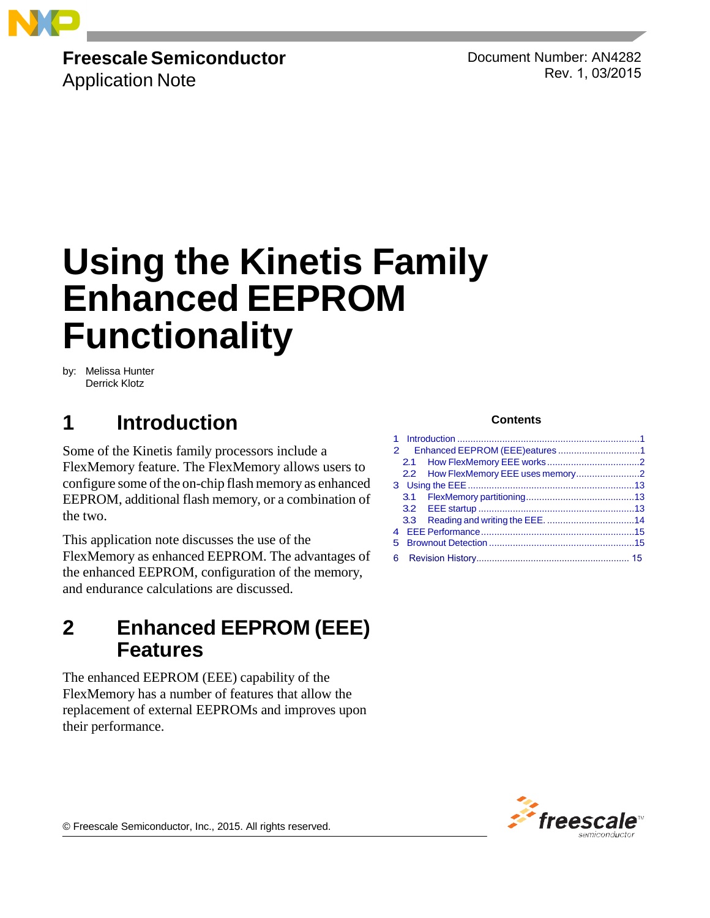Freescale Semiconductor
Application Note

Document Number: AN4282
Rev. 1, 03/2015

# Using the Kinetis Family Enhanced EEPROM Functionality

by: Melissa Hunter
Derrick Klotz

## 1 Introduction

Some of the Kinetis family processors include a FlexMemory feature. The FlexMemory allows users to configure some of the on-chip flash memory as enhanced EEPROM, additional flash memory, or a combination of the two.

This application note discusses the use of the FlexMemory as enhanced EEPROM. The advantages of the enhanced EEPROM, configuration of the memory, and endurance calculations are discussed.

**Contents**

- 1 Introduction ........ 1
- 2 Enhanced EEPROM (EEE)eatures ........ 1
  - 2.1 How FlexMemory EEE works ........ 2
  - 2.2 How FlexMemory EEE uses memory ........ 2
- 3 Using the EEE ........ 13
  - 3.1 FlexMemory partitioning ........ 13
  - 3.2 EEE startup ........ 13
  - 3.3 Reading and writing the EEE. ........ 14
- 4 EEE Performance ........ 15
- 5 Brownout Detection ........ 15
- 6 Revision History ........ 15

## 2 Enhanced EEPROM (EEE) Features

The enhanced EEPROM (EEE) capability of the FlexMemory has a number of features that allow the replacement of external EEPROMs and improves upon their performance.

© Freescale Semiconductor, Inc., 2015. All rights reserved.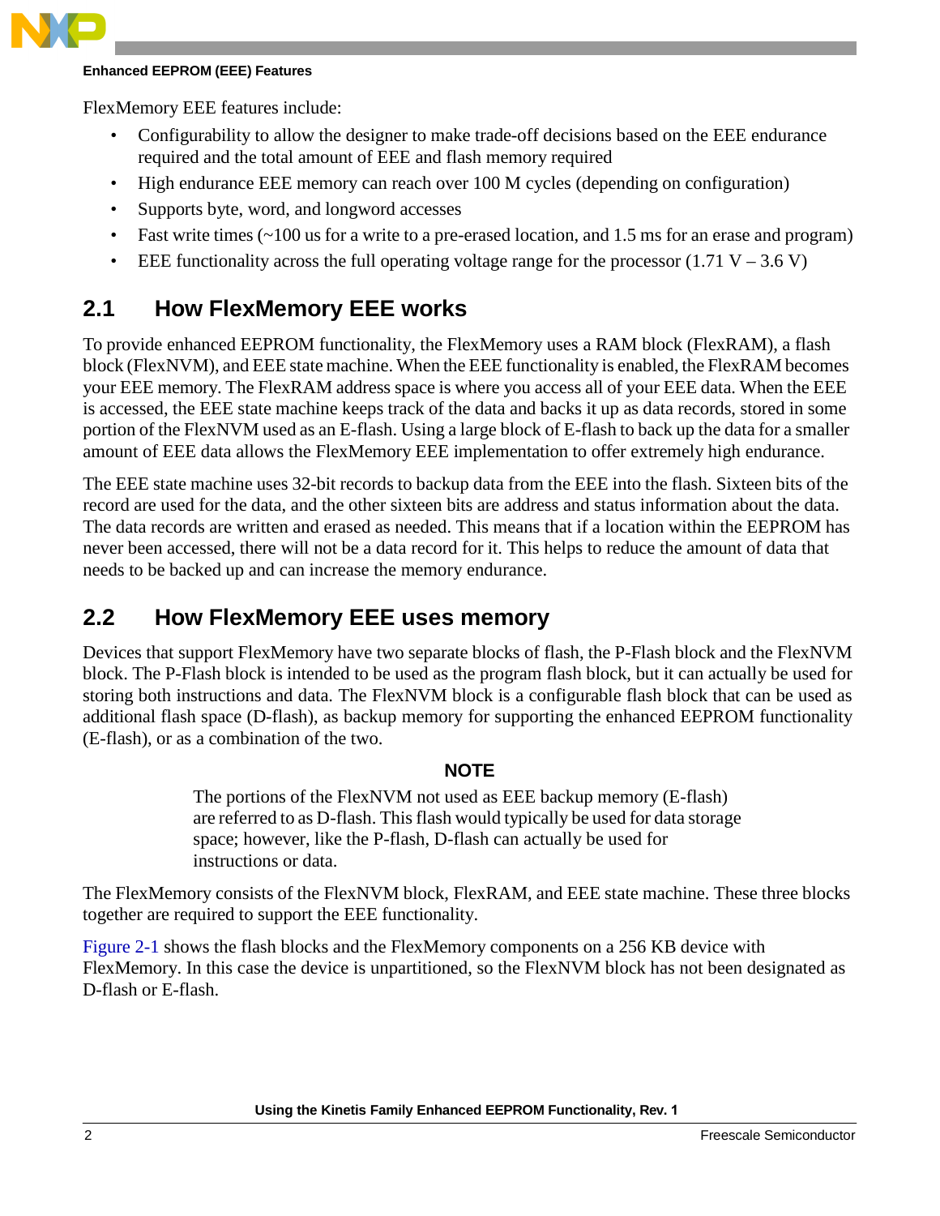FlexMemory EEE features include:

- Configurability to allow the designer to make trade-off decisions based on the EEE endurance required and the total amount of EEE and flash memory required
- High endurance EEE memory can reach over 100 M cycles (depending on configuration)
- Supports byte, word, and longword accesses
- Fast write times (~100 us for a write to a pre-erased location, and 1.5 ms for an erase and program)
- EEE functionality across the full operating voltage range for the processor (1.71 V – 3.6 V)

## 2.1 How FlexMemory EEE works

To provide enhanced EEPROM functionality, the FlexMemory uses a RAM block (FlexRAM), a flash block (FlexNVM), and EEE state machine. When the EEE functionality is enabled, the FlexRAM becomes your EEE memory. The FlexRAM address space is where you access all of your EEE data. When the EEE is accessed, the EEE state machine keeps track of the data and backs it up as data records, stored in some portion of the FlexNVM used as an E-flash. Using a large block of E-flash to back up the data for a smaller amount of EEE data allows the FlexMemory EEE implementation to offer extremely high endurance.

The EEE state machine uses 32-bit records to backup data from the EEE into the flash. Sixteen bits of the record are used for the data, and the other sixteen bits are address and status information about the data. The data records are written and erased as needed. This means that if a location within the EEPROM has never been accessed, there will not be a data record for it. This helps to reduce the amount of data that needs to be backed up and can increase the memory endurance.

## 2.2 How FlexMemory EEE uses memory

Devices that support FlexMemory have two separate blocks of flash, the P-Flash block and the FlexNVM block. The P-Flash block is intended to be used as the program flash block, but it can actually be used for storing both instructions and data. The FlexNVM block is a configurable flash block that can be used as additional flash space (D-flash), as backup memory for supporting the enhanced EEPROM functionality (E-flash), or as a combination of the two.

**NOTE**

The portions of the FlexNVM not used as EEE backup memory (E-flash) are referred to as D-flash. This flash would typically be used for data storage space; however, like the P-flash, D-flash can actually be used for instructions or data.

The FlexMemory consists of the FlexNVM block, FlexRAM, and EEE state machine. These three blocks together are required to support the EEE functionality.

Figure 2-1 shows the flash blocks and the FlexMemory components on a 256 KB device with FlexMemory. In this case the device is unpartitioned, so the FlexNVM block has not been designated as D-flash or E-flash.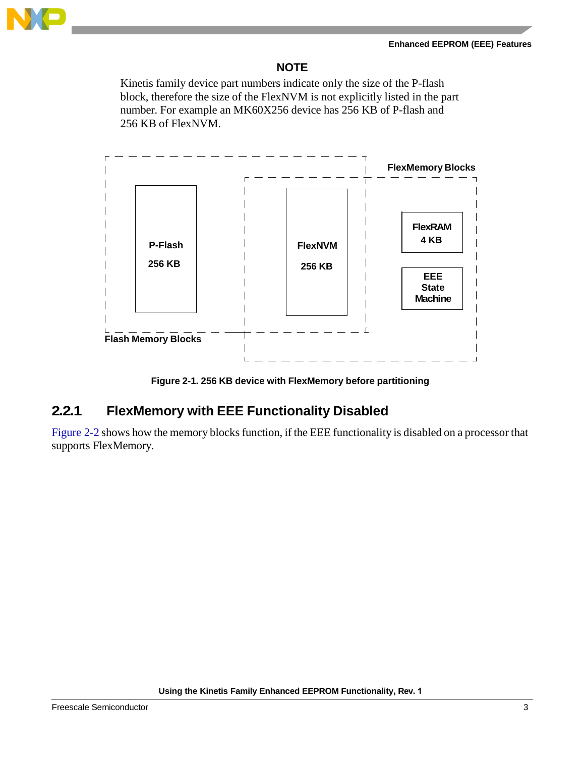**NOTE**

Kinetis family device part numbers indicate only the size of the P-flash block, therefore the size of the FlexNVM is not explicitly listed in the part number. For example an MK60X256 device has 256 KB of P-flash and 256 KB of FlexNVM.

FlexMemory Blocks

P-Flash 256 KB

FlexNVM 256 KB

FlexRAM 4 KB

EEE State Machine

Flash Memory Blocks

**Figure 2-1. 256 KB device with FlexMemory before partitioning**

### 2.2.1 FlexMemory with EEE Functionality Disabled

Figure 2-2 shows how the memory blocks function, if the EEE functionality is disabled on a processor that supports FlexMemory.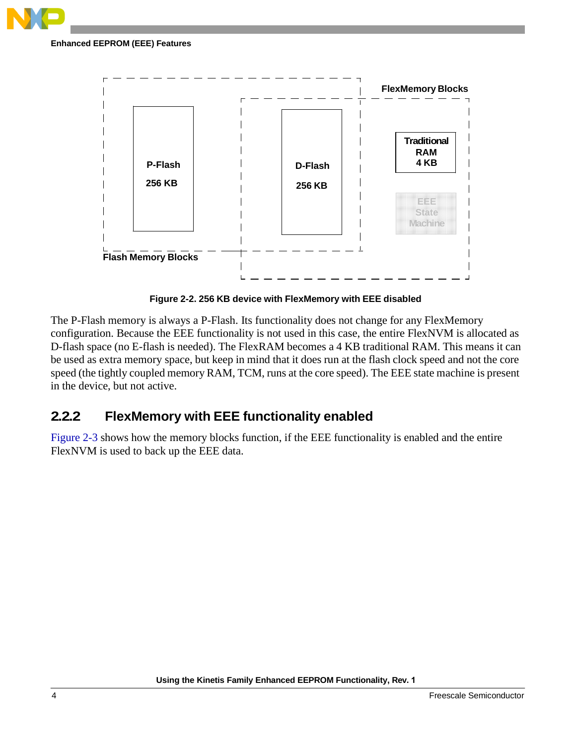Figure 2-2. 256 KB device with FlexMemory with EEE disabled

The P-Flash memory is always a P-Flash. Its functionality does not change for any FlexMemory configuration. Because the EEE functionality is not used in this case, the entire FlexNVM is allocated as D-flash space (no E-flash is needed). The FlexRAM becomes a 4 KB traditional RAM. This means it can be used as extra memory space, but keep in mind that it does run at the flash clock speed and not the core speed (the tightly coupled memory RAM, TCM, runs at the core speed). The EEE state machine is present in the device, but not active.

### 2.2.2 FlexMemory with EEE functionality enabled

Figure 2-3 shows how the memory blocks function, if the EEE functionality is enabled and the entire FlexNVM is used to back up the EEE data.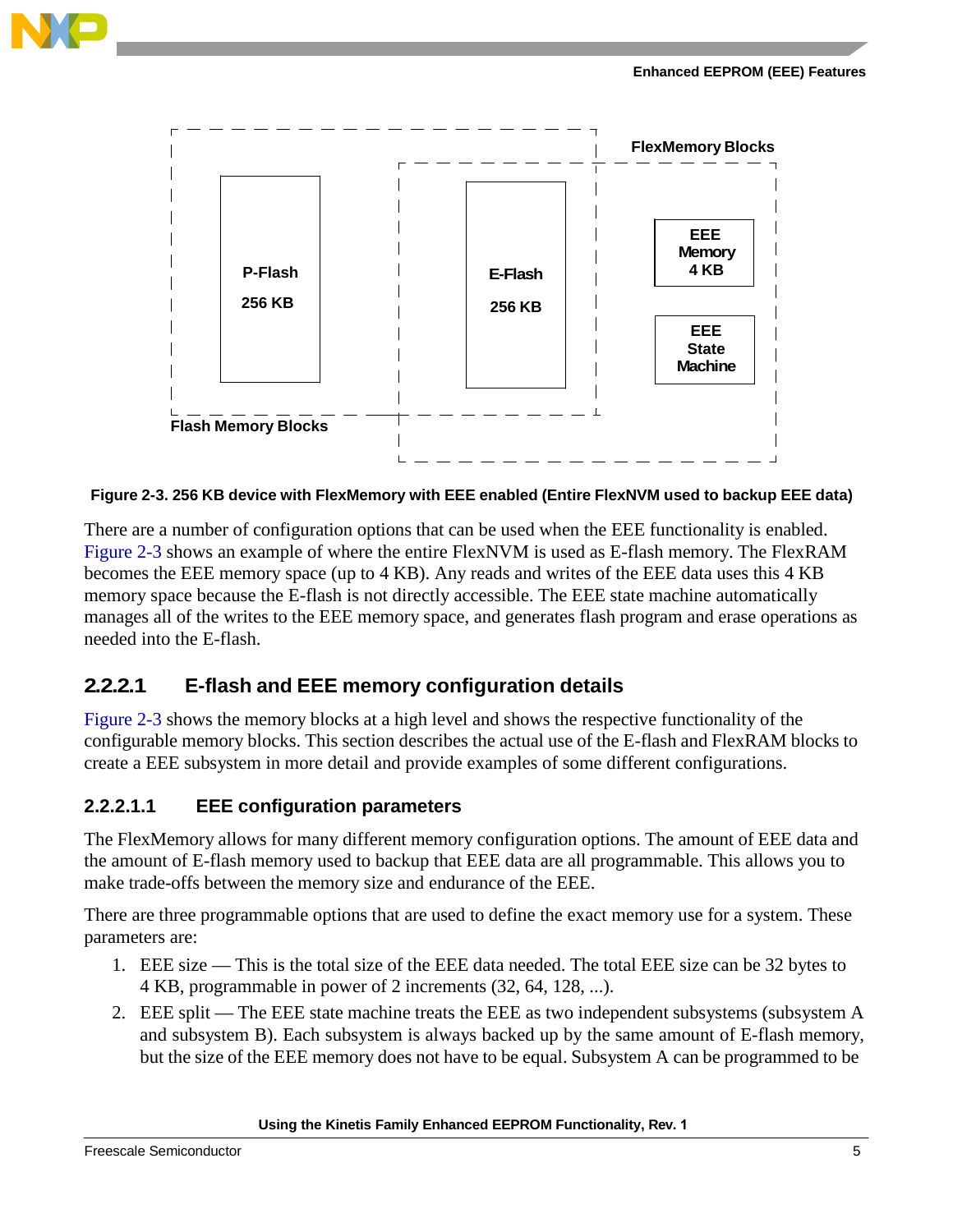Figure 2-3. 256 KB device with FlexMemory with EEE enabled (Entire FlexNVM used to backup EEE data)

There are a number of configuration options that can be used when the EEE functionality is enabled. Figure 2-3 shows an example of where the entire FlexNVM is used as E-flash memory. The FlexRAM becomes the EEE memory space (up to 4 KB). Any reads and writes of the EEE data uses this 4 KB memory space because the E-flash is not directly accessible. The EEE state machine automatically manages all of the writes to the EEE memory space, and generates flash program and erase operations as needed into the E-flash.

### 2.2.2.1 E-flash and EEE memory configuration details

Figure 2-3 shows the memory blocks at a high level and shows the respective functionality of the configurable memory blocks. This section describes the actual use of the E-flash and FlexRAM blocks to create a EEE subsystem in more detail and provide examples of some different configurations.

#### 2.2.2.1.1 EEE configuration parameters

The FlexMemory allows for many different memory configuration options. The amount of EEE data and the amount of E-flash memory used to backup that EEE data are all programmable. This allows you to make trade-offs between the memory size and endurance of the EEE.

There are three programmable options that are used to define the exact memory use for a system. These parameters are:

1. EEE size — This is the total size of the EEE data needed. The total EEE size can be 32 bytes to 4 KB, programmable in power of 2 increments (32, 64, 128, ...).
2. EEE split — The EEE state machine treats the EEE as two independent subsystems (subsystem A and subsystem B). Each subsystem is always backed up by the same amount of E-flash memory, but the size of the EEE memory does not have to be equal. Subsystem A can be programmed to be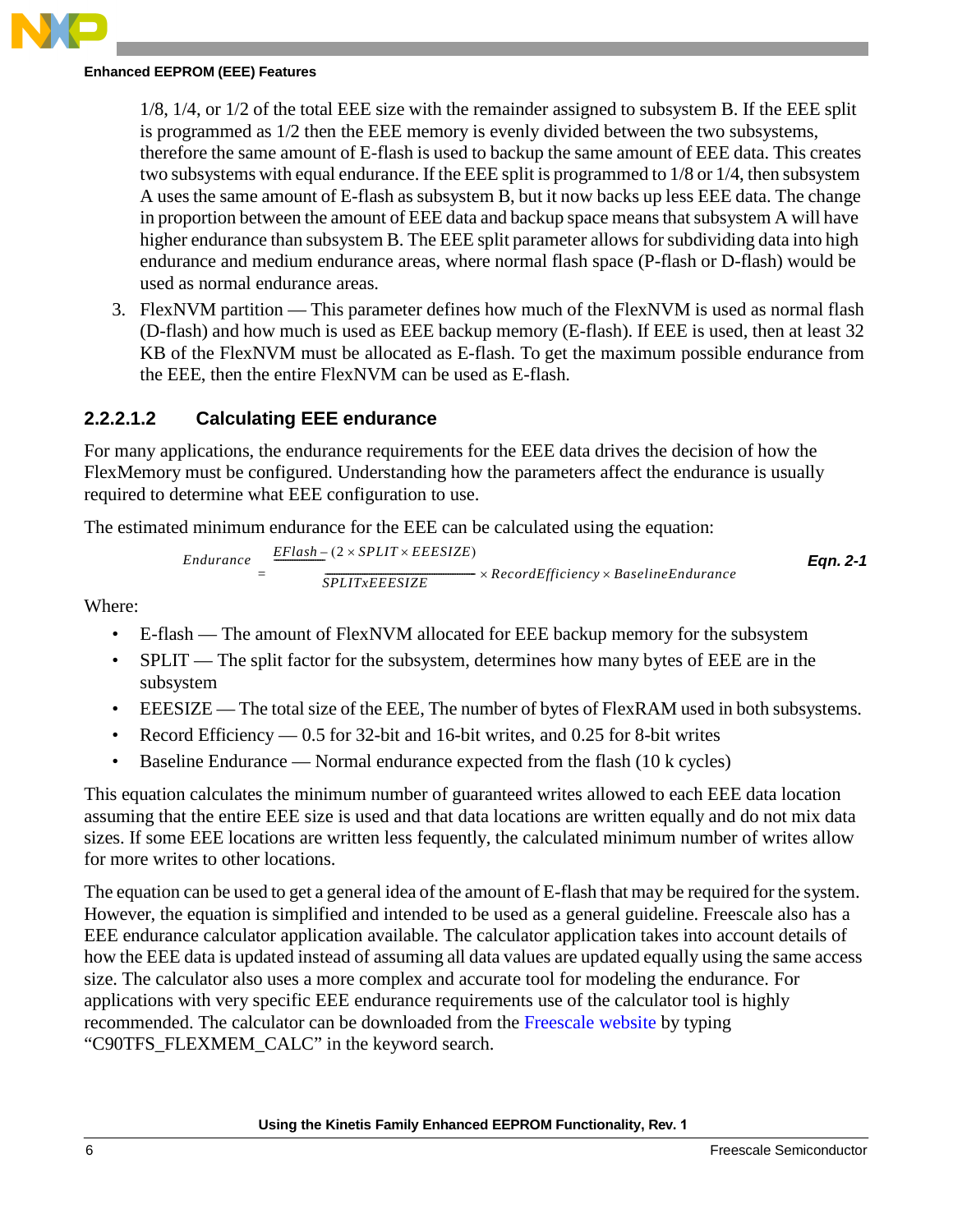1/8, 1/4, or 1/2 of the total EEE size with the remainder assigned to subsystem B. If the EEE split is programmed as 1/2 then the EEE memory is evenly divided between the two subsystems, therefore the same amount of E-flash is used to backup the same amount of EEE data. This creates two subsystems with equal endurance. If the EEE split is programmed to 1/8 or 1/4, then subsystem A uses the same amount of E-flash as subsystem B, but it now backs up less EEE data. The change in proportion between the amount of EEE data and backup space means that subsystem A will have higher endurance than subsystem B. The EEE split parameter allows for subdividing data into high endurance and medium endurance areas, where normal flash space (P-flash or D-flash) would be used as normal endurance areas.

3. FlexNVM partition — This parameter defines how much of the FlexNVM is used as normal flash (D-flash) and how much is used as EEE backup memory (E-flash). If EEE is used, then at least 32 KB of the FlexNVM must be allocated as E-flash. To get the maximum possible endurance from the EEE, then the entire FlexNVM can be used as E-flash.

#### 2.2.2.1.2 Calculating EEE endurance

For many applications, the endurance requirements for the EEE data drives the decision of how the FlexMemory must be configured. Understanding how the parameters affect the endurance is usually required to determine what EEE configuration to use.

The estimated minimum endurance for the EEE can be calculated using the equation:

$$Endurance = \frac{EFlash - (2 \times SPLIT \times EEESIZE)}{SPLIT x EEESIZE} \times RecordEfficiency \times BaselineEndurance \qquad \text{Eqn. 2-1}$$

Where:

- E-flash — The amount of FlexNVM allocated for EEE backup memory for the subsystem
- SPLIT — The split factor for the subsystem, determines how many bytes of EEE are in the subsystem
- EEESIZE — The total size of the EEE, The number of bytes of FlexRAM used in both subsystems.
- Record Efficiency — 0.5 for 32-bit and 16-bit writes, and 0.25 for 8-bit writes
- Baseline Endurance — Normal endurance expected from the flash (10 k cycles)

This equation calculates the minimum number of guaranteed writes allowed to each EEE data location assuming that the entire EEE size is used and that data locations are written equally and do not mix data sizes. If some EEE locations are written less fequently, the calculated minimum number of writes allow for more writes to other locations.

The equation can be used to get a general idea of the amount of E-flash that may be required for the system. However, the equation is simplified and intended to be used as a general guideline. Freescale also has a EEE endurance calculator application available. The calculator application takes into account details of how the EEE data is updated instead of assuming all data values are updated equally using the same access size. The calculator also uses a more complex and accurate tool for modeling the endurance. For applications with very specific EEE endurance requirements use of the calculator tool is highly recommended. The calculator can be downloaded from the Freescale website by typing “C90TFS_FLEXMEM_CALC” in the keyword search.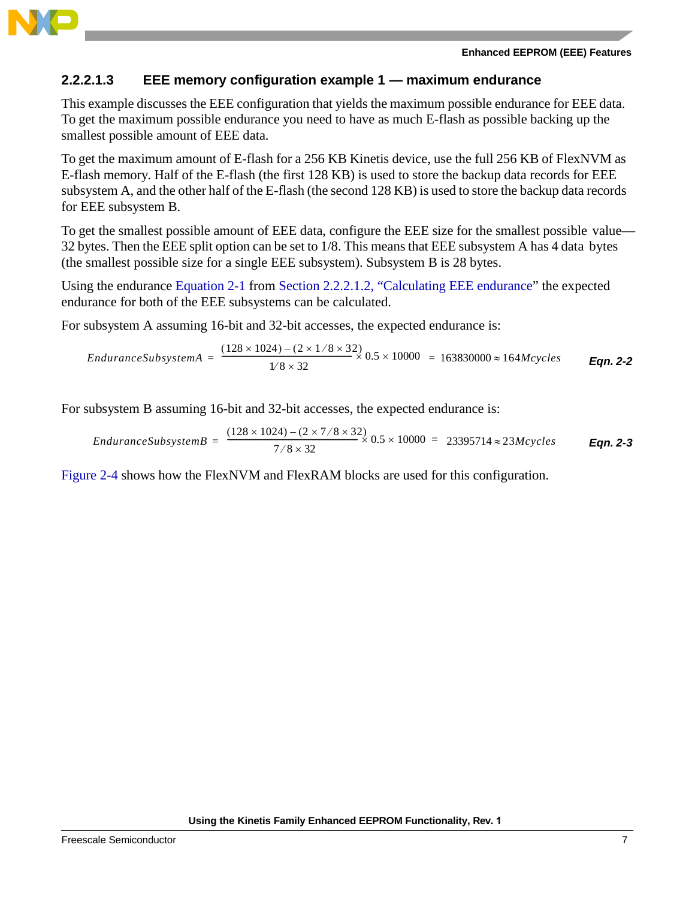#### 2.2.2.1.3 EEE memory configuration example 1 — maximum endurance

This example discusses the EEE configuration that yields the maximum possible endurance for EEE data. To get the maximum possible endurance you need to have as much E-flash as possible backing up the smallest possible amount of EEE data.

To get the maximum amount of E-flash for a 256 KB Kinetis device, use the full 256 KB of FlexNVM as E-flash memory. Half of the E-flash (the first 128 KB) is used to store the backup data records for EEE subsystem A, and the other half of the E-flash (the second 128 KB) is used to store the backup data records for EEE subsystem B.

To get the smallest possible amount of EEE data, configure the EEE size for the smallest possible value—32 bytes. Then the EEE split option can be set to 1/8. This means that EEE subsystem A has 4 data bytes (the smallest possible size for a single EEE subsystem). Subsystem B is 28 bytes.

Using the endurance Equation 2-1 from Section 2.2.2.1.2, "Calculating EEE endurance" the expected endurance for both of the EEE subsystems can be calculated.

For subsystem A assuming 16-bit and 32-bit accesses, the expected endurance is:

$$EnduranceSubsystemA = \frac{(128 \times 1024) - (2 \times 1/8 \times 32)}{1/8 \times 32} \times 0.5 \times 10000 = 163830000 \approx 164Mcycles \quad \textbf{Eqn. 2-2}$$

For subsystem B assuming 16-bit and 32-bit accesses, the expected endurance is:

$$EnduranceSubsystemB = \frac{(128 \times 1024) - (2 \times 7/8 \times 32)}{7/8 \times 32} \times 0.5 \times 10000 = 23395714 \approx 23Mcycles \quad \textbf{Eqn. 2-3}$$

Figure 2-4 shows how the FlexNVM and FlexRAM blocks are used for this configuration.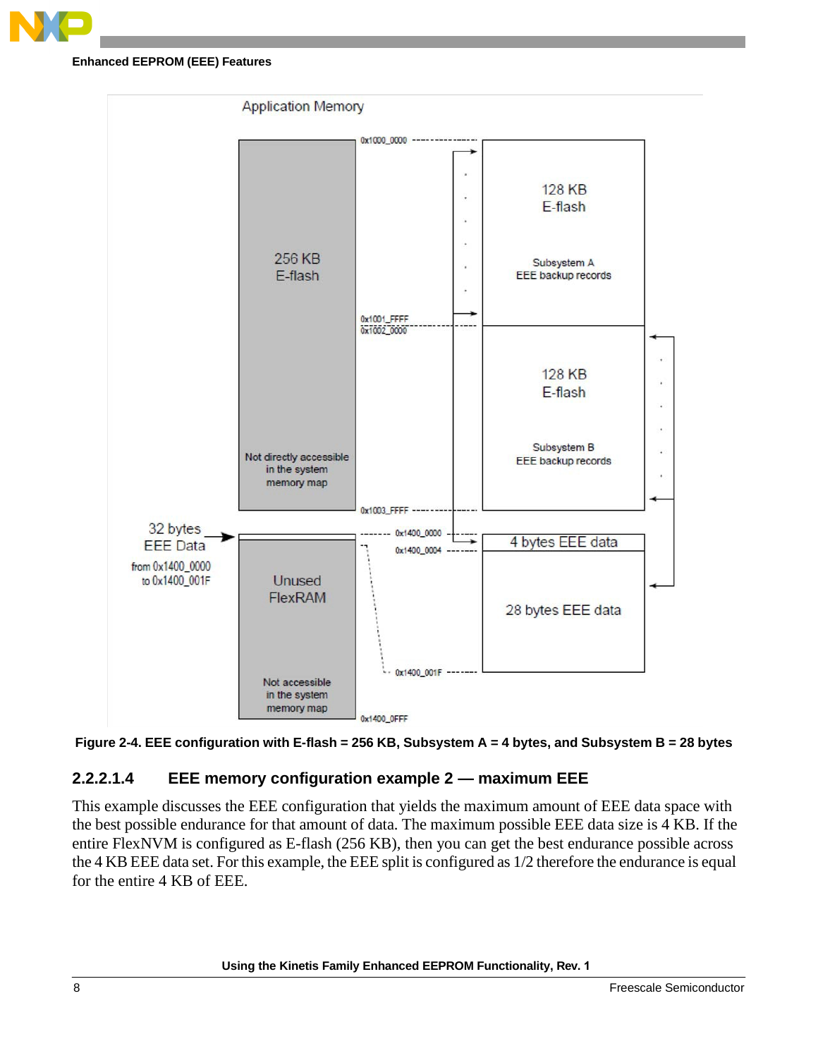Application Memory

| Address | Region | Mapping |
| --- | --- | --- |
| 0x1000_0000 – 0x1001_FFFF | 256 KB E-flash (Not directly accessible in the system memory map) | 128 KB E-flash — Subsystem A EEE backup records |
| 0x1002_0000 – 0x1003_FFFF | | 128 KB E-flash — Subsystem B EEE backup records |
| 0x1400_0000 – 0x1400_0003 | 32 bytes EEE Data from 0x1400_0000 to 0x1400_001F | 4 bytes EEE data |
| 0x1400_0004 – 0x1400_001F | | 28 bytes EEE data |
| up to 0x1400_0FFF | Unused FlexRAM (Not accessible in the system memory map) | |

Figure 2-4. EEE configuration with E-flash = 256 KB, Subsystem A = 4 bytes, and Subsystem B = 28 bytes

#### 2.2.2.1.4 EEE memory configuration example 2 — maximum EEE

This example discusses the EEE configuration that yields the maximum amount of EEE data space with the best possible endurance for that amount of data. The maximum possible EEE data size is 4 KB. If the entire FlexNVM is configured as E-flash (256 KB), then you can get the best endurance possible across the 4 KB EEE data set. For this example, the EEE split is configured as 1/2 therefore the endurance is equal for the entire 4 KB of EEE.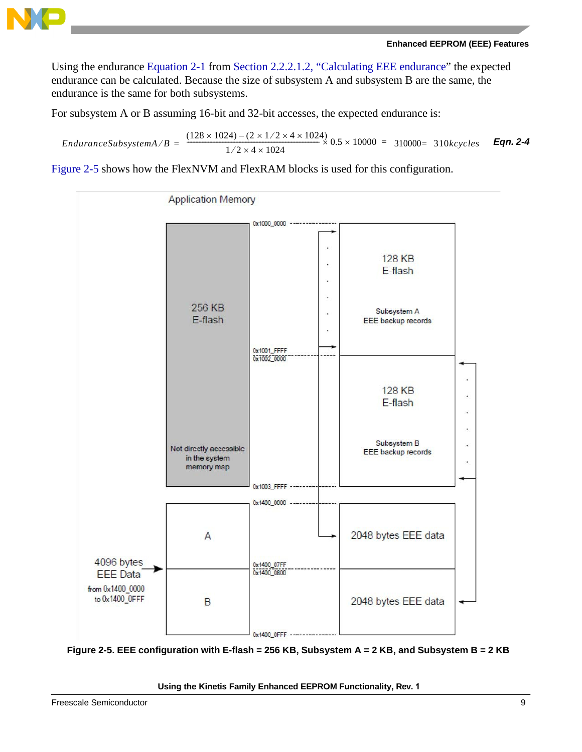Using the endurance Equation 2-1 from Section 2.2.2.1.2, “Calculating EEE endurance” the expected endurance can be calculated. Because the size of subsystem A and subsystem B are the same, the endurance is the same for both subsystems.

For subsystem A or B assuming 16-bit and 32-bit accesses, the expected endurance is:

$$EnduranceSubsystemA/B = \frac{(128 \times 1024) - (2 \times 1/2 \times 4 \times 1024)}{1/2 \times 4 \times 1024} \times 0.5 \times 10000 = 310000 = 310kcycles \quad \textbf{Eqn. 2-4}$$

Figure 2-5 shows how the FlexNVM and FlexRAM blocks is used for this configuration.

Application Memory

0x1000_0000

256 KB E-flash

Not directly accessible in the system memory map

0x1001_FFFF
0x1002_0000

0x1003_FFFF

128 KB E-flash

Subsystem A EEE backup records

128 KB E-flash

Subsystem B EEE backup records

0x1400_0000

A

B

0x1400_07FF
0x1400_0800

0x1400_0FFF

4096 bytes EEE Data from 0x1400_0000 to 0x1400_0FFF

2048 bytes EEE data

2048 bytes EEE data

**Figure 2-5. EEE configuration with E-flash = 256 KB, Subsystem A = 2 KB, and Subsystem B = 2 KB**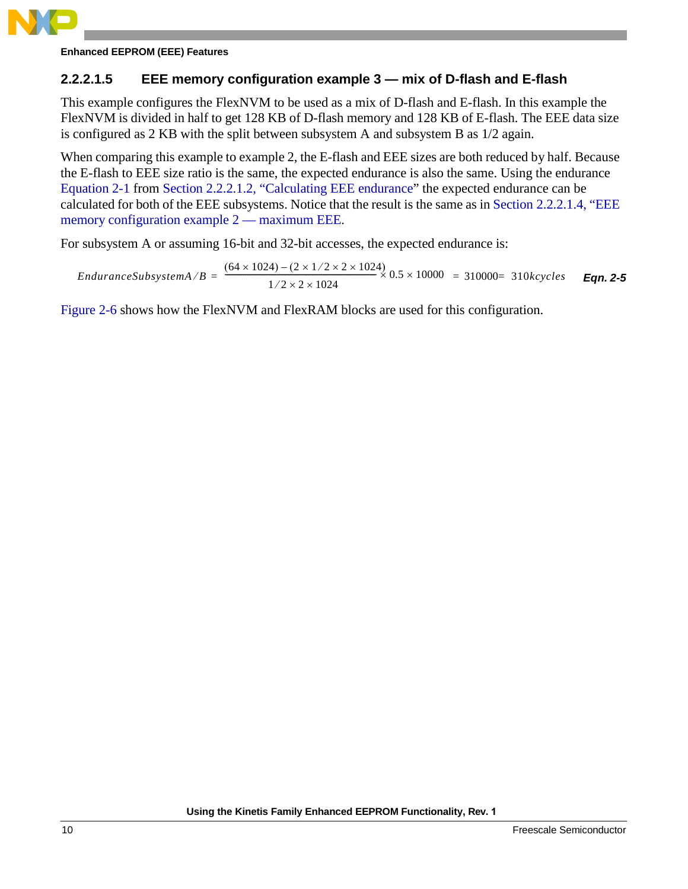#### 2.2.2.1.5 EEE memory configuration example 3 — mix of D-flash and E-flash

This example configures the FlexNVM to be used as a mix of D-flash and E-flash. In this example the FlexNVM is divided in half to get 128 KB of D-flash memory and 128 KB of E-flash. The EEE data size is configured as 2 KB with the split between subsystem A and subsystem B as 1/2 again.

When comparing this example to example 2, the E-flash and EEE sizes are both reduced by half. Because the E-flash to EEE size ratio is the same, the expected endurance is also the same. Using the endurance Equation 2-1 from Section 2.2.2.1.2, "Calculating EEE endurance" the expected endurance can be calculated for both of the EEE subsystems. Notice that the result is the same as in Section 2.2.2.1.4, "EEE memory configuration example 2 — maximum EEE.

For subsystem A or assuming 16-bit and 32-bit accesses, the expected endurance is:

$$EnduranceSubsystemA/B = \frac{(64 \times 1024) - (2 \times 1/2 \times 2 \times 1024)}{1/2 \times 2 \times 1024} \times 0.5 \times 10000 = 310000 = 310kcycles \qquad \text{Eqn. 2-5}$$

Figure 2-6 shows how the FlexNVM and FlexRAM blocks are used for this configuration.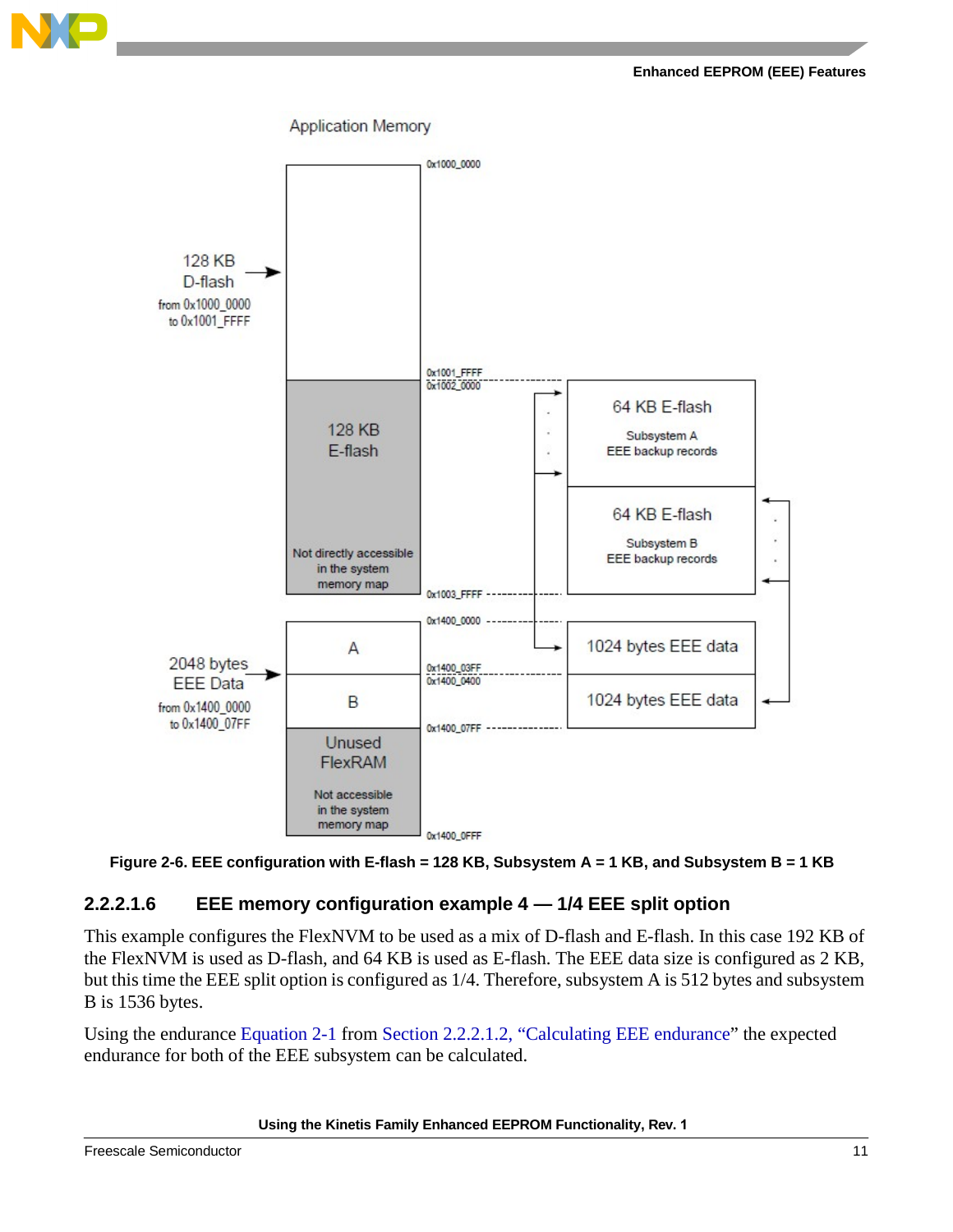Application Memory

128 KB D-flash from 0x1000_0000 to 0x1001_FFFF

0x1000_0000

0x1001_FFFF
0x1002_0000

128 KB E-flash

Not directly accessible in the system memory map

0x1003_FFFF

64 KB E-flash
Subsystem A
EEE backup records

64 KB E-flash
Subsystem B
EEE backup records

0x1400_0000

2048 bytes EEE Data from 0x1400_0000 to 0x1400_07FF

A

0x1400_03FF
0x1400_0400

B

0x1400_07FF

1024 bytes EEE data

1024 bytes EEE data

Unused FlexRAM

Not accessible in the system memory map

0x1400_0FFF

**Figure 2-6. EEE configuration with E-flash = 128 KB, Subsystem A = 1 KB, and Subsystem B = 1 KB**

#### 2.2.2.1.6 EEE memory configuration example 4 — 1/4 EEE split option

This example configures the FlexNVM to be used as a mix of D-flash and E-flash. In this case 192 KB of the FlexNVM is used as D-flash, and 64 KB is used as E-flash. The EEE data size is configured as 2 KB, but this time the EEE split option is configured as 1/4. Therefore, subsystem A is 512 bytes and subsystem B is 1536 bytes.

Using the endurance Equation 2-1 from Section 2.2.2.1.2, “Calculating EEE endurance” the expected endurance for both of the EEE subsystem can be calculated.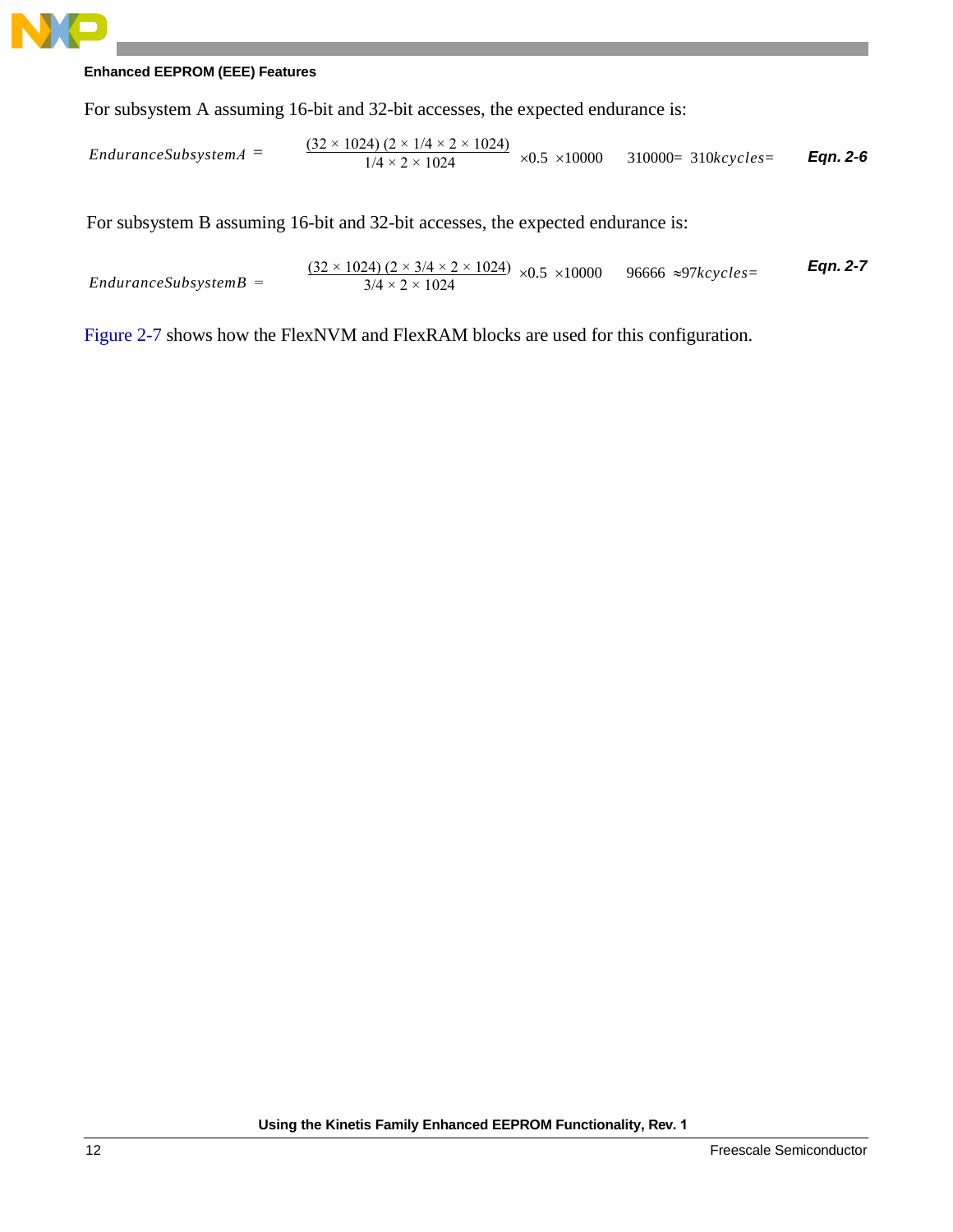For subsystem A assuming 16-bit and 32-bit accesses, the expected endurance is:

$$EnduranceSubsystemA = \frac{(32 \times 1024)\ (2 \times 1/4 \times 2 \times 1024)}{1/4 \times 2 \times 1024} \times 0.5 \times 10000 \quad 310000 = 310kcycles = \qquad \textbf{Eqn. 2-6}$$

For subsystem B assuming 16-bit and 32-bit accesses, the expected endurance is:

$$EnduranceSubsystemB = \frac{(32 \times 1024)\ (2 \times 3/4 \times 2 \times 1024)}{3/4 \times 2 \times 1024} \times 0.5 \times 10000 \quad 96666 \approx 97kcycles = \qquad \textbf{Eqn. 2-7}$$

Figure 2-7 shows how the FlexNVM and FlexRAM blocks are used for this configuration.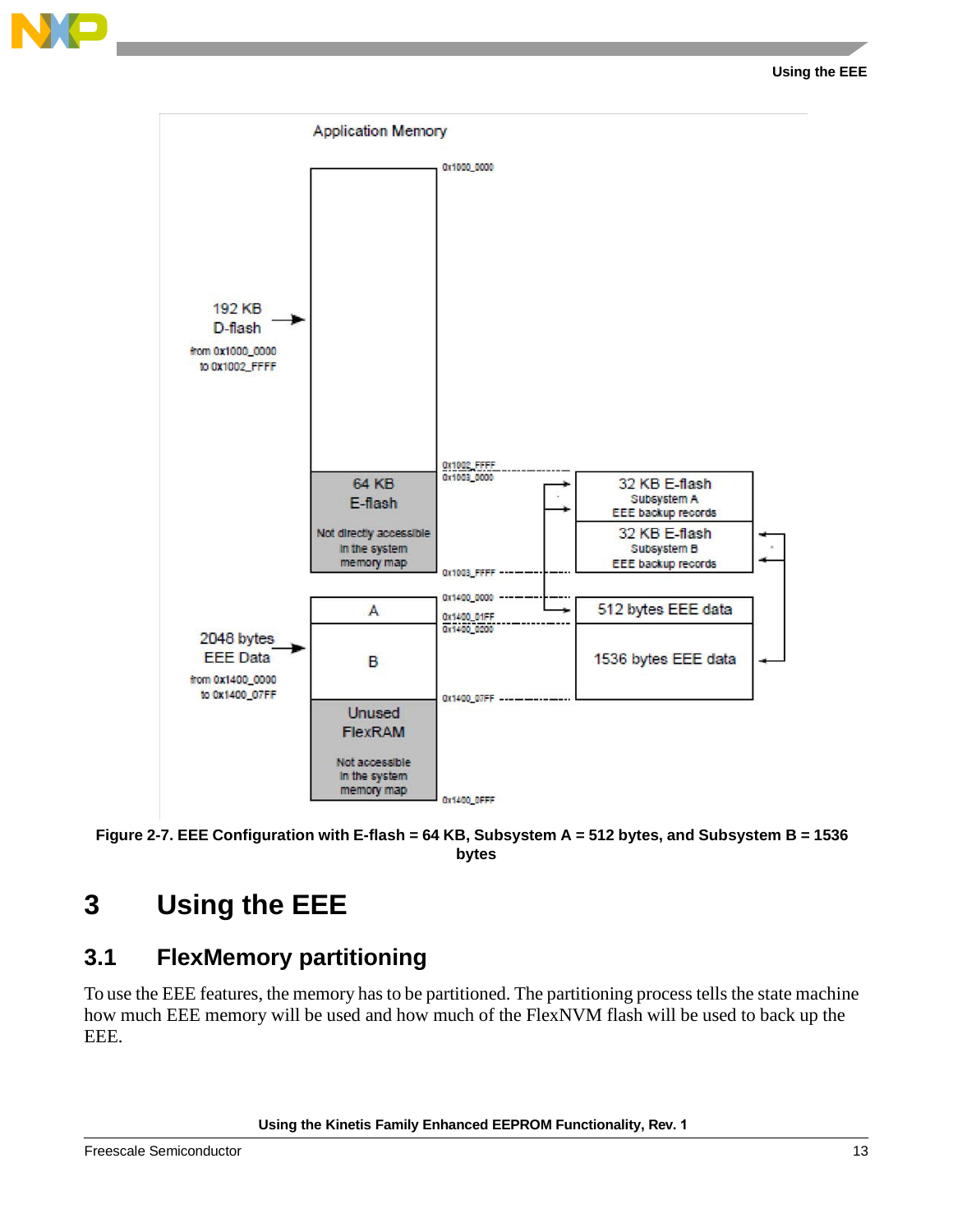Application Memory

192 KB D-flash from 0x1000_0000 to 0x1002_FFFF

0x1000_0000

0x1002_FFFF
0x1003_0000

64 KB E-flash

Not directly accessible in the system memory map

0x1003_FFFF

32 KB E-flash Subsystem A EEE backup records

32 KB E-flash Subsystem B EEE backup records

0x1400_0000

A

0x1400_01FF
0x1400_0200

512 bytes EEE data

2048 bytes EEE Data from 0x1400_0000 to 0x1400_07FF

B

1536 bytes EEE data

0x1400_07FF

Unused FlexRAM

Not accessible in the system memory map

0x1400_0FFF

**Figure 2-7. EEE Configuration with E-flash = 64 KB, Subsystem A = 512 bytes, and Subsystem B = 1536 bytes**

# 3 Using the EEE

## 3.1 FlexMemory partitioning

To use the EEE features, the memory has to be partitioned. The partitioning process tells the state machine how much EEE memory will be used and how much of the FlexNVM flash will be used to back up the EEE.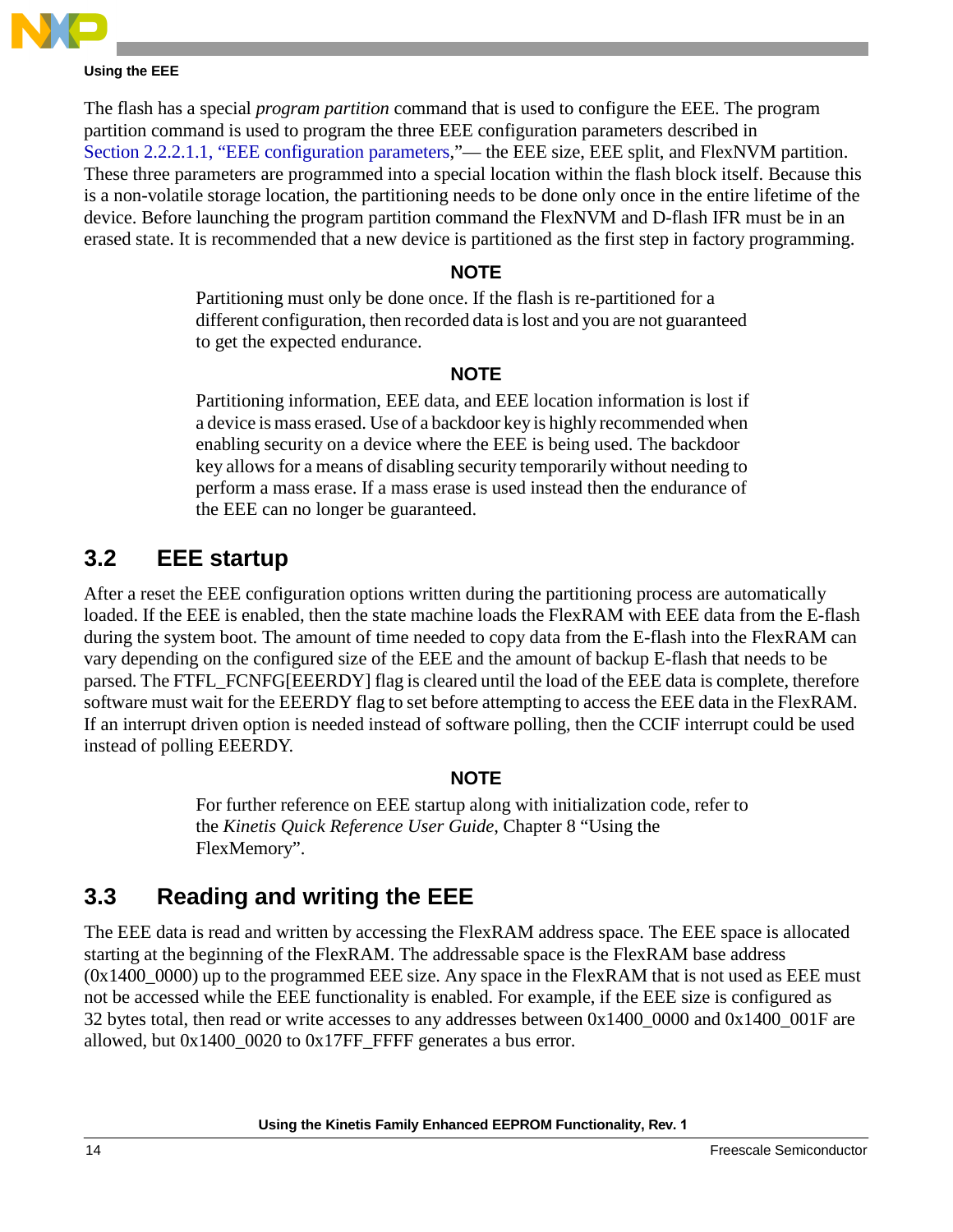The flash has a special *program partition* command that is used to configure the EEE. The program partition command is used to program the three EEE configuration parameters described in Section 2.2.2.1.1, "EEE configuration parameters,"— the EEE size, EEE split, and FlexNVM partition. These three parameters are programmed into a special location within the flash block itself. Because this is a non-volatile storage location, the partitioning needs to be done only once in the entire lifetime of the device. Before launching the program partition command the FlexNVM and D-flash IFR must be in an erased state. It is recommended that a new device is partitioned as the first step in factory programming.

**NOTE**

Partitioning must only be done once. If the flash is re-partitioned for a different configuration, then recorded data is lost and you are not guaranteed to get the expected endurance.

**NOTE**

Partitioning information, EEE data, and EEE location information is lost if a device is mass erased. Use of a backdoor key is highly recommended when enabling security on a device where the EEE is being used. The backdoor key allows for a means of disabling security temporarily without needing to perform a mass erase. If a mass erase is used instead then the endurance of the EEE can no longer be guaranteed.

## 3.2 EEE startup

After a reset the EEE configuration options written during the partitioning process are automatically loaded. If the EEE is enabled, then the state machine loads the FlexRAM with EEE data from the E-flash during the system boot. The amount of time needed to copy data from the E-flash into the FlexRAM can vary depending on the configured size of the EEE and the amount of backup E-flash that needs to be parsed. The FTFL_FCNFG[EEERDY] flag is cleared until the load of the EEE data is complete, therefore software must wait for the EEERDY flag to set before attempting to access the EEE data in the FlexRAM. If an interrupt driven option is needed instead of software polling, then the CCIF interrupt could be used instead of polling EEERDY.

**NOTE**

For further reference on EEE startup along with initialization code, refer to the *Kinetis Quick Reference User Guide*, Chapter 8 "Using the FlexMemory".

## 3.3 Reading and writing the EEE

The EEE data is read and written by accessing the FlexRAM address space. The EEE space is allocated starting at the beginning of the FlexRAM. The addressable space is the FlexRAM base address (0x1400_0000) up to the programmed EEE size. Any space in the FlexRAM that is not used as EEE must not be accessed while the EEE functionality is enabled. For example, if the EEE size is configured as 32 bytes total, then read or write accesses to any addresses between 0x1400_0000 and 0x1400_001F are allowed, but 0x1400_0020 to 0x17FF_FFFF generates a bus error.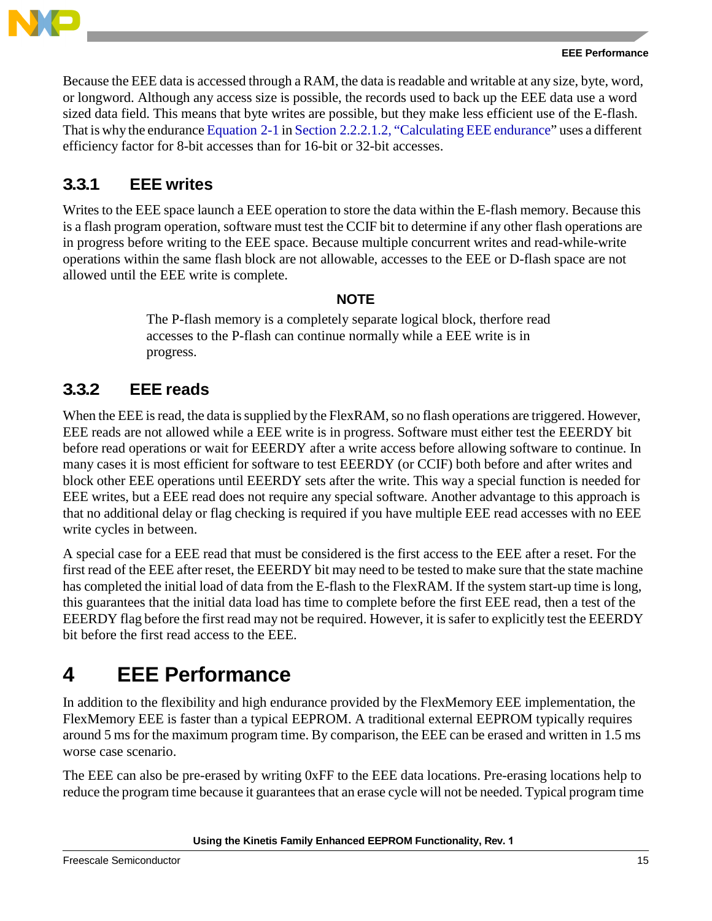Because the EEE data is accessed through a RAM, the data is readable and writable at any size, byte, word, or longword. Although any access size is possible, the records used to back up the EEE data use a word sized data field. This means that byte writes are possible, but they make less efficient use of the E-flash. That is why the endurance Equation 2-1 in Section 2.2.2.1.2, "Calculating EEE endurance" uses a different efficiency factor for 8-bit accesses than for 16-bit or 32-bit accesses.

### 3.3.1 EEE writes

Writes to the EEE space launch a EEE operation to store the data within the E-flash memory. Because this is a flash program operation, software must test the CCIF bit to determine if any other flash operations are in progress before writing to the EEE space. Because multiple concurrent writes and read-while-write operations within the same flash block are not allowable, accesses to the EEE or D-flash space are not allowed until the EEE write is complete.

**NOTE**

> The P-flash memory is a completely separate logical block, therfore read accesses to the P-flash can continue normally while a EEE write is in progress.

### 3.3.2 EEE reads

When the EEE is read, the data is supplied by the FlexRAM, so no flash operations are triggered. However, EEE reads are not allowed while a EEE write is in progress. Software must either test the EEERDY bit before read operations or wait for EEERDY after a write access before allowing software to continue. In many cases it is most efficient for software to test EEERDY (or CCIF) both before and after writes and block other EEE operations until EEERDY sets after the write. This way a special function is needed for EEE writes, but a EEE read does not require any special software. Another advantage to this approach is that no additional delay or flag checking is required if you have multiple EEE read accesses with no EEE write cycles in between.

A special case for a EEE read that must be considered is the first access to the EEE after a reset. For the first read of the EEE after reset, the EEERDY bit may need to be tested to make sure that the state machine has completed the initial load of data from the E-flash to the FlexRAM. If the system start-up time is long, this guarantees that the initial data load has time to complete before the first EEE read, then a test of the EEERDY flag before the first read may not be required. However, it is safer to explicitly test the EEERDY bit before the first read access to the EEE.

# 4 EEE Performance

In addition to the flexibility and high endurance provided by the FlexMemory EEE implementation, the FlexMemory EEE is faster than a typical EEPROM. A traditional external EEPROM typically requires around 5 ms for the maximum program time. By comparison, the EEE can be erased and written in 1.5 ms worse case scenario.

The EEE can also be pre-erased by writing 0xFF to the EEE data locations. Pre-erasing locations help to reduce the program time because it guarantees that an erase cycle will not be needed. Typical program time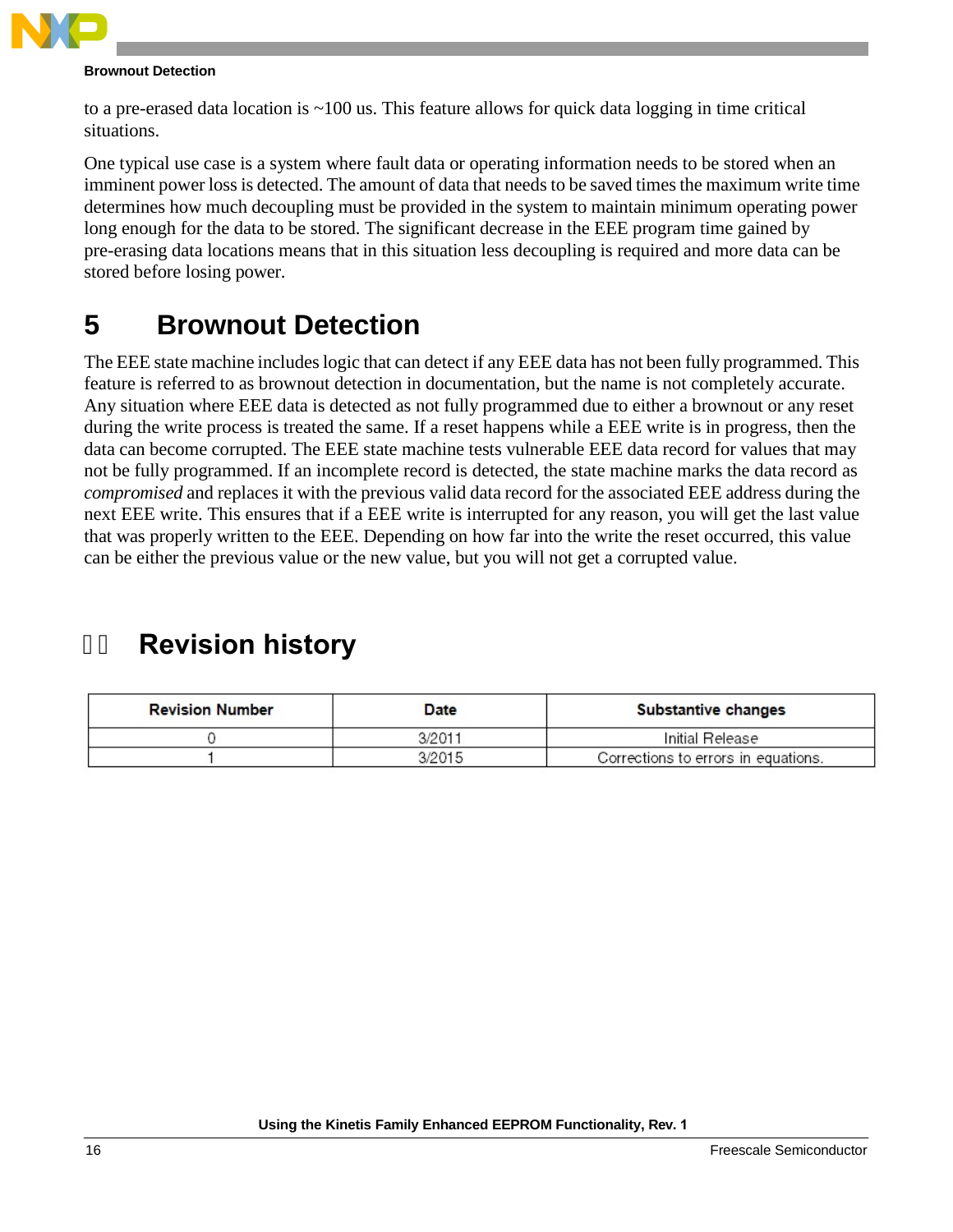to a pre-erased data location is ~100 us. This feature allows for quick data logging in time critical situations.

One typical use case is a system where fault data or operating information needs to be stored when an imminent power loss is detected. The amount of data that needs to be saved times the maximum write time determines how much decoupling must be provided in the system to maintain minimum operating power long enough for the data to be stored. The significant decrease in the EEE program time gained by pre-erasing data locations means that in this situation less decoupling is required and more data can be stored before losing power.

# 5 Brownout Detection

The EEE state machine includes logic that can detect if any EEE data has not been fully programmed. This feature is referred to as brownout detection in documentation, but the name is not completely accurate. Any situation where EEE data is detected as not fully programmed due to either a brownout or any reset during the write process is treated the same. If a reset happens while a EEE write is in progress, then the data can become corrupted. The EEE state machine tests vulnerable EEE data record for values that may not be fully programmed. If an incomplete record is detected, the state machine marks the data record as *compromised* and replaces it with the previous valid data record for the associated EEE address during the next EEE write. This ensures that if a EEE write is interrupted for any reason, you will get the last value that was properly written to the EEE. Depending on how far into the write the reset occurred, this value can be either the previous value or the new value, but you will not get a corrupted value.

# Revision history

| Revision Number | Date | Substantive changes |
|---|---|---|
| 0 | 3/2011 | Initial Release |
| 1 | 3/2015 | Corrections to errors in equations. |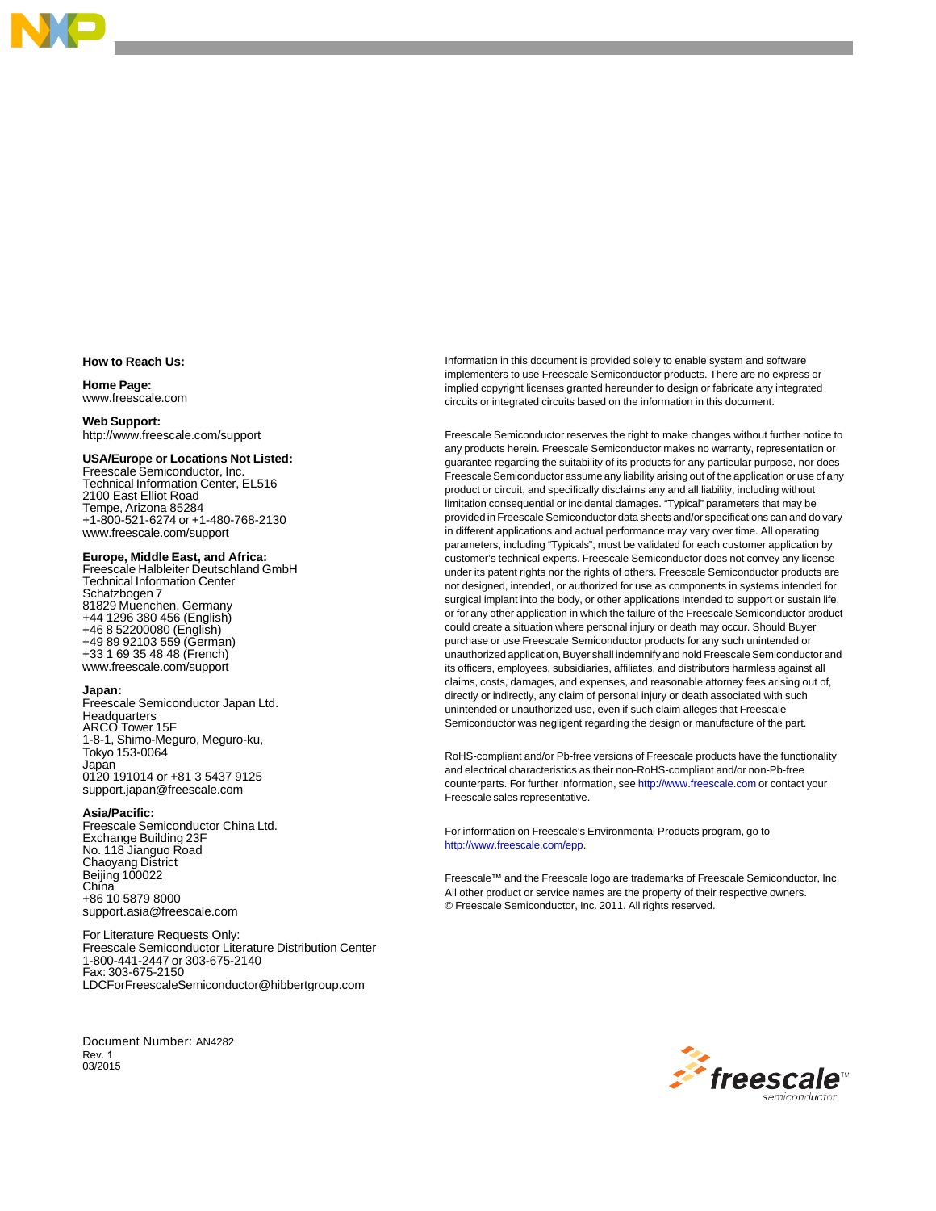**How to Reach Us:**

**Home Page:**
www.freescale.com

**Web Support:**
http://www.freescale.com/support

**USA/Europe or Locations Not Listed:**
Freescale Semiconductor, Inc.
Technical Information Center, EL516
2100 East Elliot Road
Tempe, Arizona 85284
+1-800-521-6274 or +1-480-768-2130
www.freescale.com/support

**Europe, Middle East, and Africa:**
Freescale Halbleiter Deutschland GmbH
Technical Information Center
Schatzbogen 7
81829 Muenchen, Germany
+44 1296 380 456 (English)
+46 8 52200080 (English)
+49 89 92103 559 (German)
+33 1 69 35 48 48 (French)
www.freescale.com/support

**Japan:**
Freescale Semiconductor Japan Ltd.
Headquarters
ARCO Tower 15F
1-8-1, Shimo-Meguro, Meguro-ku,
Tokyo 153-0064
Japan
0120 191014 or +81 3 5437 9125
support.japan@freescale.com

**Asia/Pacific:**
Freescale Semiconductor China Ltd.
Exchange Building 23F
No. 118 Jianguo Road
Chaoyang District
Beijing 100022
China
+86 10 5879 8000
support.asia@freescale.com

For Literature Requests Only:
Freescale Semiconductor Literature Distribution Center
1-800-441-2447 or 303-675-2140
Fax: 303-675-2150
LDCForFreescaleSemiconductor@hibbertgroup.com

Information in this document is provided solely to enable system and software implementers to use Freescale Semiconductor products. There are no express or implied copyright licenses granted hereunder to design or fabricate any integrated circuits or integrated circuits based on the information in this document.

Freescale Semiconductor reserves the right to make changes without further notice to any products herein. Freescale Semiconductor makes no warranty, representation or guarantee regarding the suitability of its products for any particular purpose, nor does Freescale Semiconductor assume any liability arising out of the application or use of any product or circuit, and specifically disclaims any and all liability, including without limitation consequential or incidental damages. "Typical" parameters that may be provided in Freescale Semiconductor data sheets and/or specifications can and do vary in different applications and actual performance may vary over time. All operating parameters, including "Typicals", must be validated for each customer application by customer's technical experts. Freescale Semiconductor does not convey any license under its patent rights nor the rights of others. Freescale Semiconductor products are not designed, intended, or authorized for use as components in systems intended for surgical implant into the body, or other applications intended to support or sustain life, or for any other application in which the failure of the Freescale Semiconductor product could create a situation where personal injury or death may occur. Should Buyer purchase or use Freescale Semiconductor products for any such unintended or unauthorized application, Buyer shall indemnify and hold Freescale Semiconductor and its officers, employees, subsidiaries, affiliates, and distributors harmless against all claims, costs, damages, and expenses, and reasonable attorney fees arising out of, directly or indirectly, any claim of personal injury or death associated with such unintended or unauthorized use, even if such claim alleges that Freescale Semiconductor was negligent regarding the design or manufacture of the part.

RoHS-compliant and/or Pb-free versions of Freescale products have the functionality and electrical characteristics as their non-RoHS-compliant and/or non-Pb-free counterparts. For further information, see http://www.freescale.com or contact your Freescale sales representative.

For information on Freescale's Environmental Products program, go to http://www.freescale.com/epp.

Freescale™ and the Freescale logo are trademarks of Freescale Semiconductor, Inc. All other product or service names are the property of their respective owners.
© Freescale Semiconductor, Inc. 2011. All rights reserved.

Document Number: AN4282
Rev. 1
03/2015